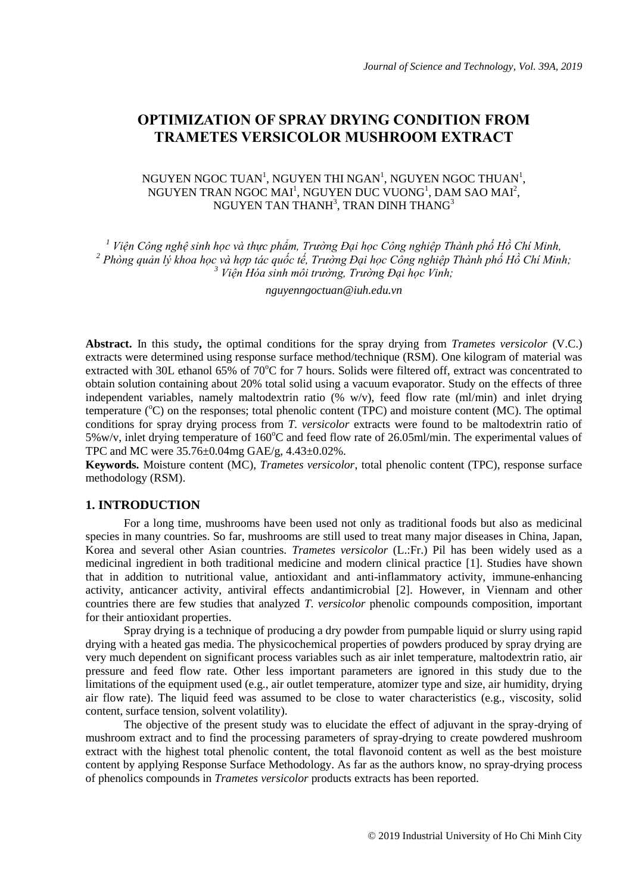# OPTIMIZATION OF SPRAY DRYING CONDITION FROM TRAMETES VERSICOLOR MUSHROOM EXTRACT

NGUYEN NGOC TUAN[1], NGUYEN THI NGAN[1], NGUYEN NGOC THUAN[1], NGUYEN TRAN NGOC MAI[1], NGUYEN DUC VUONG[1], DAM SAO MAI[2], NGUYEN TAN THANH[3], TRAN DINH THANG[3]

*[1] Viện Công nghệ sinh học và thực phẩm, Trường Đại học Công nghiệp Thành phố Hồ Chí Minh,*
*[2] Phòng quản lý khoa học và hợp tác quốc tế, Trường Đại học Công nghiệp Thành phố Hồ Chí Minh;*
*[3] Viện Hóa sinh môi trường, Trường Đại học Vinh;*

*nguyenngoctuan@iuh.edu.vn*

**Abstract.** In this study**,** the optimal conditions for the spray drying from *Trametes versicolor* (V.C.) extracts were determined using response surface method/technique (RSM). One kilogram of material was extracted with 30L ethanol 65% of 70$^o$C for 7 hours. Solids were filtered off, extract was concentrated to obtain solution containing about 20% total solid using a vacuum evaporator. Study on the effects of three independent variables, namely maltodextrin ratio (% w/v), feed flow rate (ml/min) and inlet drying temperature ($^o$C) on the responses; total phenolic content (TPC) and moisture content (MC). The optimal conditions for spray drying process from *T. versicolor* extracts were found to be maltodextrin ratio of 5%w/v, inlet drying temperature of 160$^o$C and feed flow rate of 26.05ml/min. The experimental values of TPC and MC were 35.76±0.04mg GAE/g, 4.43±0.02%.

**Keywords.** Moisture content (MC), *Trametes versicolor*, total phenolic content (TPC), response surface methodology (RSM).

## 1. INTRODUCTION

For a long time, mushrooms have been used not only as traditional foods but also as medicinal species in many countries. So far, mushrooms are still used to treat many major diseases in China, Japan, Korea and several other Asian countries. *Trametes versicolor* (L.:Fr.) Pil has been widely used as a medicinal ingredient in both traditional medicine and modern clinical practice [1]. Studies have shown that in addition to nutritional value, antioxidant and anti-inflammatory activity, immune-enhancing activity, anticancer activity, antiviral effects andantimicrobial [2]. However, in Viennam and other countries there are few studies that analyzed *T. versicolor* phenolic compounds composition, important for their antioxidant properties.

Spray drying is a technique of producing a dry powder from pumpable liquid or slurry using rapid drying with a heated gas media. The physicochemical properties of powders produced by spray drying are very much dependent on significant process variables such as air inlet temperature, maltodextrin ratio, air pressure and feed flow rate. Other less important parameters are ignored in this study due to the limitations of the equipment used (e.g., air outlet temperature, atomizer type and size, air humidity, drying air flow rate). The liquid feed was assumed to be close to water characteristics (e.g., viscosity, solid content, surface tension, solvent volatility).

The objective of the present study was to elucidate the effect of adjuvant in the spray-drying of mushroom extract and to find the processing parameters of spray-drying to create powdered mushroom extract with the highest total phenolic content, the total flavonoid content as well as the best moisture content by applying Response Surface Methodology. As far as the authors know, no spray-drying process of phenolics compounds in *Trametes versicolor* products extracts has been reported.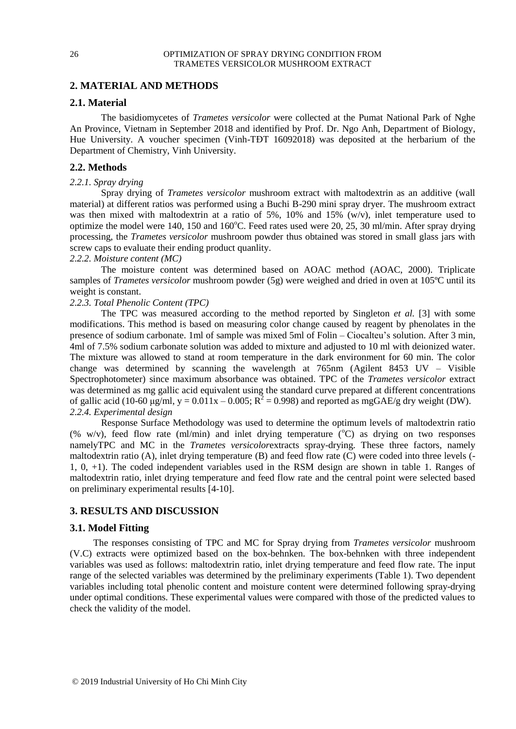## 2. MATERIAL AND METHODS

### 2.1. Material

The basidiomycetes of *Trametes versicolor* were collected at the Pumat National Park of Nghe An Province, Vietnam in September 2018 and identified by Prof. Dr. Ngo Anh, Department of Biology, Hue University. A voucher specimen (Vinh-TĐT 16092018) was deposited at the herbarium of the Department of Chemistry, Vinh University.

### 2.2. Methods

*2.2.1. Spray drying*

Spray drying of *Trametes versicolor* mushroom extract with maltodextrin as an additive (wall material) at different ratios was performed using a Buchi B-290 mini spray dryer. The mushroom extract was then mixed with maltodextrin at a ratio of 5%, 10% and 15% (w/v), inlet temperature used to optimize the model were 140, 150 and 160$^o$C. Feed rates used were 20, 25, 30 ml/min. After spray drying processing, the *Trametes versicolor* mushroom powder thus obtained was stored in small glass jars with screw caps to evaluate their ending product quanlity.

*2.2.2. Moisture content (MC)*

The moisture content was determined based on AOAC method (AOAC, 2000). Triplicate samples of *Trametes versicolor* mushroom powder (5g) were weighed and dried in oven at 105ºC until its weight is constant.

*2.2.3. Total Phenolic Content (TPC)*

The TPC was measured according to the method reported by Singleton *et al.* [3] with some modifications. This method is based on measuring color change caused by reagent by phenolates in the presence of sodium carbonate. 1ml of sample was mixed 5ml of Folin – Ciocalteu's solution. After 3 min, 4ml of 7.5% sodium carbonate solution was added to mixture and adjusted to 10 ml with deionized water. The mixture was allowed to stand at room temperature in the dark environment for 60 min. The color change was determined by scanning the wavelength at 765nm (Agilent 8453 UV – Visible Spectrophotometer) since maximum absorbance was obtained. TPC of the *Trametes versicolor* extract was determined as mg gallic acid equivalent using the standard curve prepared at different concentrations of gallic acid (10-60 μg/ml, $y = 0.011x – 0.005$; $R^2 = 0.998$) and reported as mgGAE/g dry weight (DW).

*2.2.4. Experimental design*

Response Surface Methodology was used to determine the optimum levels of maltodextrin ratio (% w/v), feed flow rate (ml/min) and inlet drying temperature ($^o$C) as drying on two responses namelyTPC and MC in the *Trametes versicolor*extracts spray-drying. These three factors, namely maltodextrin ratio (A), inlet drying temperature (B) and feed flow rate (C) were coded into three levels (-1, 0, +1). The coded independent variables used in the RSM design are shown in table 1. Ranges of maltodextrin ratio, inlet drying temperature and feed flow rate and the central point were selected based on preliminary experimental results [4-10].

## 3. RESULTS AND DISCUSSION

### 3.1. Model Fitting

The responses consisting of TPC and MC for Spray drying from *Trametes versicolor* mushroom (V.C) extracts were optimized based on the box-behnken. The box-behnken with three independent variables was used as follows: maltodextrin ratio, inlet drying temperature and feed flow rate. The input range of the selected variables was determined by the preliminary experiments (Table 1). Two dependent variables including total phenolic content and moisture content were determined following spray-drying under optimal conditions. These experimental values were compared with those of the predicted values to check the validity of the model.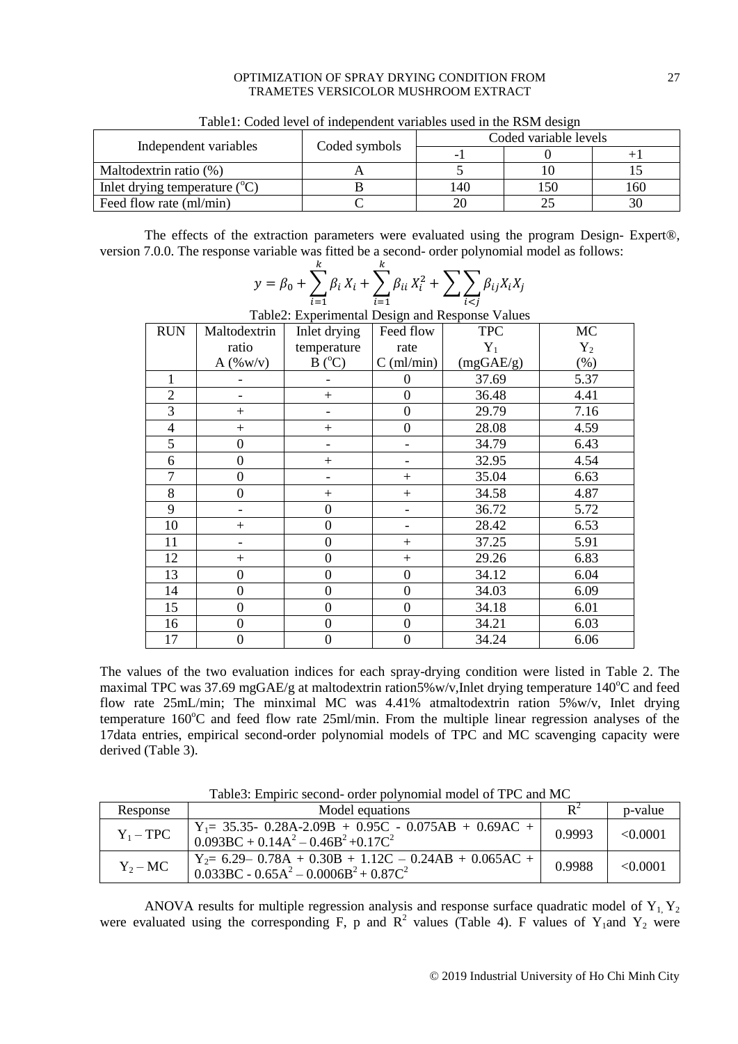Table1: Coded level of independent variables used in the RSM design

| Independent variables | Coded symbols | Coded variable levels | | |
|---|---|---|---|---|
| | | -1 | 0 | +1 |
| Maltodextrin ratio (%) | A | 5 | 10 | 15 |
| Inlet drying temperature ($^oC$) | B | 140 | 150 | 160 |
| Feed flow rate (ml/min) | C | 20 | 25 | 30 |

The effects of the extraction parameters were evaluated using the program Design- Expert®, version 7.0.0. The response variable was fitted be a second- order polynomial model as follows:

$$y = \beta_0 + \sum_{i=1}^{k} \beta_i X_i + \sum_{i=1}^{k} \beta_{ii} X_i^2 + \sum\sum_{i<j} \beta_{ij} X_i X_j$$

Table2: Experimental Design and Response Values

| RUN | Maltodextrin ratio A (%w/v) | Inlet drying temperature B ($^oC$) | Feed flow rate C (ml/min) | TPC $Y_1$ (mgGAE/g) | MC $Y_2$ (%) |
|---|---|---|---|---|---|
| 1 | - | - | 0 | 37.69 | 5.37 |
| 2 | - | + | 0 | 36.48 | 4.41 |
| 3 | + | - | 0 | 29.79 | 7.16 |
| 4 | + | + | 0 | 28.08 | 4.59 |
| 5 | 0 | - | - | 34.79 | 6.43 |
| 6 | 0 | + | - | 32.95 | 4.54 |
| 7 | 0 | - | + | 35.04 | 6.63 |
| 8 | 0 | + | + | 34.58 | 4.87 |
| 9 | - | 0 | - | 36.72 | 5.72 |
| 10 | + | 0 | - | 28.42 | 6.53 |
| 11 | - | 0 | + | 37.25 | 5.91 |
| 12 | + | 0 | + | 29.26 | 6.83 |
| 13 | 0 | 0 | 0 | 34.12 | 6.04 |
| 14 | 0 | 0 | 0 | 34.03 | 6.09 |
| 15 | 0 | 0 | 0 | 34.18 | 6.01 |
| 16 | 0 | 0 | 0 | 34.21 | 6.03 |
| 17 | 0 | 0 | 0 | 34.24 | 6.06 |

The values of the two evaluation indices for each spray-drying condition were listed in Table 2. The maximal TPC was 37.69 mgGAE/g at maltodextrin ration5%w/v,Inlet drying temperature 140$^oC$ and feed flow rate 25mL/min; The minximal MC was 4.41% atmaltodextrin ration 5%w/v, Inlet drying temperature 160$^oC$ and feed flow rate 25ml/min. From the multiple linear regression analyses of the 17data entries, empirical second-order polynomial models of TPC and MC scavenging capacity were derived (Table 3).

Table3: Empiric second- order polynomial model of TPC and MC

| Response | Model equations | $R^2$ | p-value |
|---|---|---|---|
| $Y_1 - TPC$ | $Y_1 = 35.35 - 0.28A - 2.09B + 0.95C - 0.075AB + 0.69AC + 0.093BC + 0.14A^2 - 0.46B^2 + 0.17C^2$ | 0.9993 | <0.0001 |
| $Y_2 - MC$ | $Y_2 = 6.29 - 0.78A + 0.30B + 1.12C - 0.24AB + 0.065AC + 0.033BC - 0.65A^2 - 0.0006B^2 + 0.87C^2$ | 0.9988 | <0.0001 |

ANOVA results for multiple regression analysis and response surface quadratic model of $Y_1$, $Y_2$ were evaluated using the corresponding F, p and $R^2$ values (Table 4). F values of $Y_1$and $Y_2$ were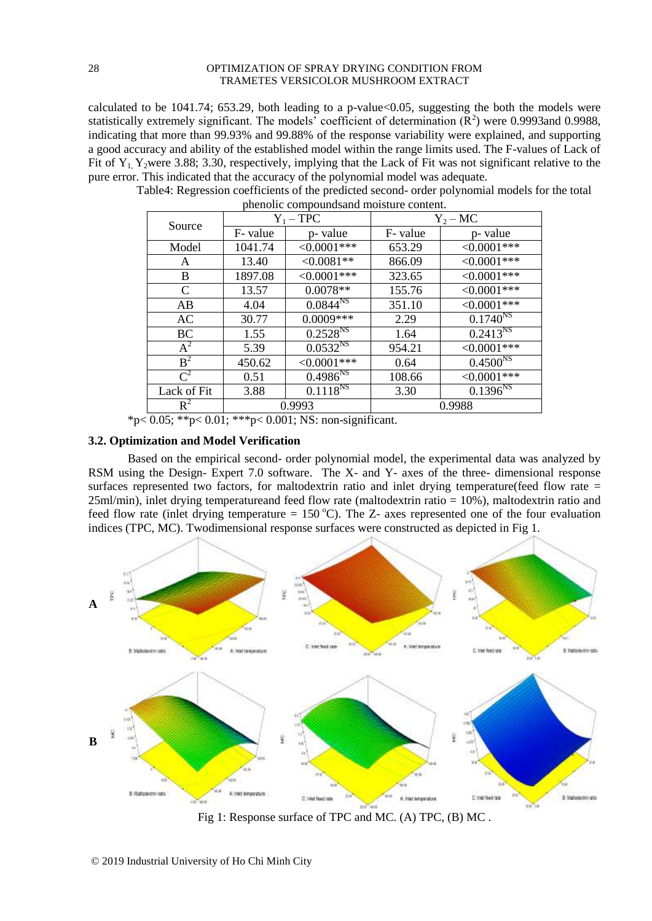calculated to be 1041.74; 653.29, both leading to a p-value<0.05, suggesting the both the models were statistically extremely significant. The models' coefficient of determination ($R^2$) were 0.9993and 0.9988, indicating that more than 99.93% and 99.88% of the response variability were explained, and supporting a good accuracy and ability of the established model within the range limits used. The F-values of Lack of Fit of $Y_1$, $Y_2$were 3.88; 3.30, respectively, implying that the Lack of Fit was not significant relative to the pure error. This indicated that the accuracy of the polynomial model was adequate.

Table4: Regression coefficients of the predicted second- order polynomial models for the total phenolic compoundsand moisture content.

| Source | $Y_1$ – TPC | | $Y_2$ – MC | |
|---|---|---|---|---|
| | F- value | p- value | F- value | p- value |
| Model | 1041.74 | <0.0001*** | 653.29 | <0.0001*** |
| A | 13.40 | <0.0081** | 866.09 | <0.0001*** |
| B | 1897.08 | <0.0001*** | 323.65 | <0.0001*** |
| C | 13.57 | 0.0078** | 155.76 | <0.0001*** |
| AB | 4.04 | 0.0844$^{NS}$ | 351.10 | <0.0001*** |
| AC | 30.77 | 0.0009*** | 2.29 | 0.1740$^{NS}$ |
| BC | 1.55 | 0.2528$^{NS}$ | 1.64 | 0.2413$^{NS}$ |
| $A^2$ | 5.39 | 0.0532$^{NS}$ | 954.21 | <0.0001*** |
| $B^2$ | 450.62 | <0.0001*** | 0.64 | 0.4500$^{NS}$ |
| $C^2$ | 0.51 | 0.4986$^{NS}$ | 108.66 | <0.0001*** |
| Lack of Fit | 3.88 | 0.1118$^{NS}$ | 3.30 | 0.1396$^{NS}$ |
| $R^2$ | 0.9993 | | 0.9988 | |

*p< 0.05; **p< 0.01; ***p< 0.001; NS: non-significant.

### 3.2. Optimization and Model Verification

Based on the empirical second- order polynomial model, the experimental data was analyzed by RSM using the Design- Expert 7.0 software. The X- and Y- axes of the three- dimensional response surfaces represented two factors, for maltodextrin ratio and inlet drying temperature(feed flow rate = 25ml/min), inlet drying temperatureand feed flow rate (maltodextrin ratio = 10%), maltodextrin ratio and feed flow rate (inlet drying temperature = 150 °C). The Z- axes represented one of the four evaluation indices (TPC, MC). Twodimensional response surfaces were constructed as depicted in Fig 1.

Fig 1: Response surface of TPC and MC. (A) TPC, (B) MC .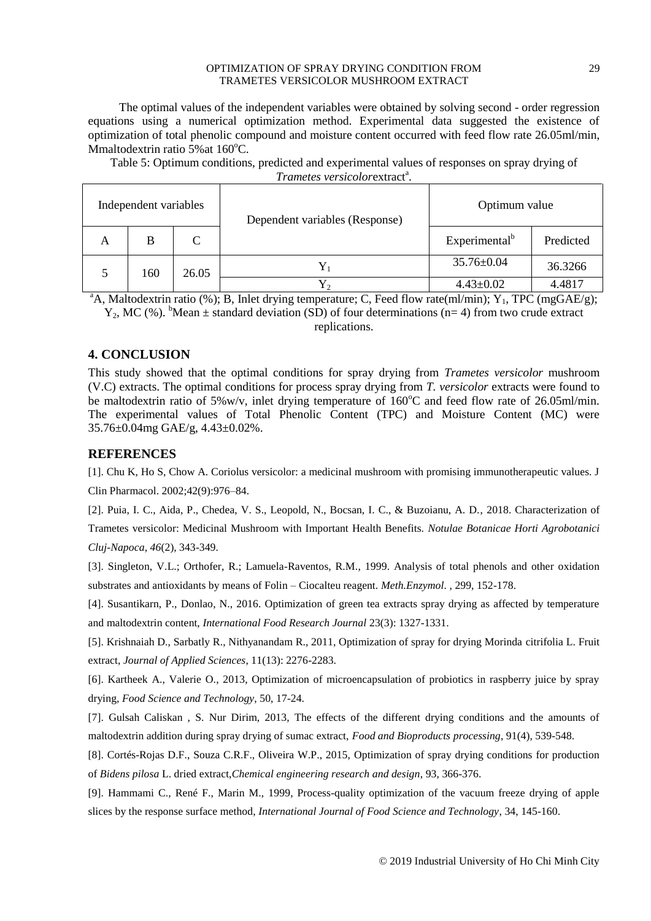The optimal values of the independent variables were obtained by solving second - order regression equations using a numerical optimization method. Experimental data suggested the existence of optimization of total phenolic compound and moisture content occurred with feed flow rate 26.05ml/min, Mmaltodextrin ratio 5%at 160$^{o}$C.

Table 5: Optimum conditions, predicted and experimental values of responses on spray drying of *Trametes versicolor*extract[a].

| Independent variables | | | Dependent variables (Response) | Optimum value | |
|---|---|---|---|---|---|
| A | B | C | | Experimental[b] | Predicted |
| 5 | 160 | 26.05 | $Y_1$ | 35.76±0.04 | 36.3266 |
| | | | $Y_2$ | 4.43±0.02 | 4.4817 |

[a]A, Maltodextrin ratio (%); B, Inlet drying temperature; C, Feed flow rate(ml/min); $Y_1$, TPC (mgGAE/g); $Y_2$, MC (%). [b]Mean ± standard deviation (SD) of four determinations (n= 4) from two crude extract replications.

## 4. CONCLUSION

This study showed that the optimal conditions for spray drying from *Trametes versicolor* mushroom (V.C) extracts. The optimal conditions for process spray drying from *T. versicolor* extracts were found to be maltodextrin ratio of 5%w/v, inlet drying temperature of 160$^{o}$C and feed flow rate of 26.05ml/min. The experimental values of Total Phenolic Content (TPC) and Moisture Content (MC) were 35.76±0.04mg GAE/g, 4.43±0.02%.

## REFERENCES

[1]. Chu K, Ho S, Chow A. Coriolus versicolor: a medicinal mushroom with promising immunotherapeutic values. J Clin Pharmacol. 2002;42(9):976–84.

[2]. Puia, I. C., Aida, P., Chedea, V. S., Leopold, N., Bocsan, I. C., & Buzoianu, A. D., 2018. Characterization of Trametes versicolor: Medicinal Mushroom with Important Health Benefits. *Notulae Botanicae Horti Agrobotanici Cluj-Napoca*, *46*(2), 343-349.

[3]. Singleton, V.L.; Orthofer, R.; Lamuela-Raventos, R.M., 1999. Analysis of total phenols and other oxidation substrates and antioxidants by means of Folin – Ciocalteu reagent. *Meth.Enzymol*. , 299, 152-178.

[4]. Susantikarn, P., Donlao, N., 2016. Optimization of green tea extracts spray drying as affected by temperature and maltodextrin content, *International Food Research Journal* 23(3): 1327-1331.

[5]. Krishnaiah D., Sarbatly R., Nithyanandam R., 2011, Optimization of spray for drying Morinda citrifolia L. Fruit extract, *Journal of Applied Sciences*, 11(13): 2276-2283.

[6]. Kartheek A., Valerie O., 2013, Optimization of microencapsulation of probiotics in raspberry juice by spray drying, *Food Science and Technology*, 50, 17-24.

[7]. Gulsah Caliskan , S. Nur Dirim, 2013, The effects of the different drying conditions and the amounts of maltodextrin addition during spray drying of sumac extract, *Food and Bioproducts processing*, 91(4), 539-548.

[8]. Cortés-Rojas D.F., Souza C.R.F., Oliveira W.P., 2015, Optimization of spray drying conditions for production of *Bidens pilosa* L. dried extract,*Chemical engineering research and design*, 93, 366-376.

[9]. Hammami C., René F., Marin M., 1999, Process-quality optimization of the vacuum freeze drying of apple slices by the response surface method, *International Journal of Food Science and Technology*, 34, 145-160.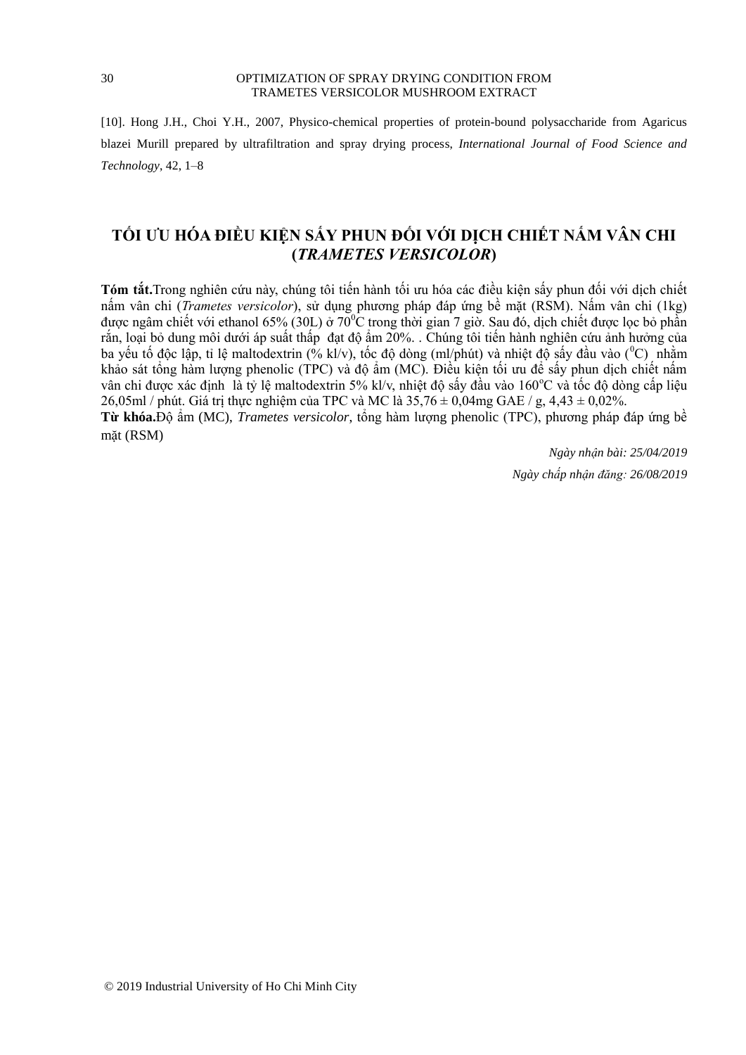[10]. Hong J.H., Choi Y.H., 2007, Physico-chemical properties of protein-bound polysaccharide from Agaricus blazei Murill prepared by ultrafiltration and spray drying process, *International Journal of Food Science and Technology*, 42, 1–8

# TỐI ƯU HÓA ĐIỀU KIỆN SẤY PHUN ĐỐI VỚI DỊCH CHIẾT NẤM VÂN CHI (*TRAMETES VERSICOLOR*)

**Tóm tắt.**Trong nghiên cứu này, chúng tôi tiến hành tối ưu hóa các điều kiện sấy phun đối với dịch chiết nấm vân chi (*Trametes versicolor*), sử dụng phương pháp đáp ứng bề mặt (RSM). Nấm vân chi (1kg) được ngâm chiết với ethanol 65% (30L) ở $70^0$C trong thời gian 7 giờ. Sau đó, dịch chiết được lọc bỏ phần rắn, loại bỏ dung môi dưới áp suất thấp đạt độ ẩm 20%. . Chúng tôi tiến hành nghiên cứu ảnh hưởng của ba yếu tố độc lập, tỉ lệ maltodextrin (% kl/v), tốc độ dòng (ml/phút) và nhiệt độ sấy đầu vào ($^0$C) nhằm khảo sát tổng hàm lượng phenolic (TPC) và độ ẩm (MC). Điều kiện tối ưu để sấy phun dịch chiết nấm vân chi được xác định là tỷ lệ maltodextrin 5% kl/v, nhiệt độ sấy đầu vào $160^o$C và tốc độ dòng cấp liệu 26,05ml / phút. Giá trị thực nghiệm của TPC và MC là 35,76 ± 0,04mg GAE / g, 4,43 ± 0,02%.

**Từ khóa.**Độ ẩm (MC), *Trametes versicolor*, tổng hàm lượng phenolic (TPC), phương pháp đáp ứng bề mặt (RSM)

*Ngày nhận bài: 25/04/2019*

*Ngày chấp nhận đăng: 26/08/2019*

© 2019 Industrial University of Ho Chi Minh City